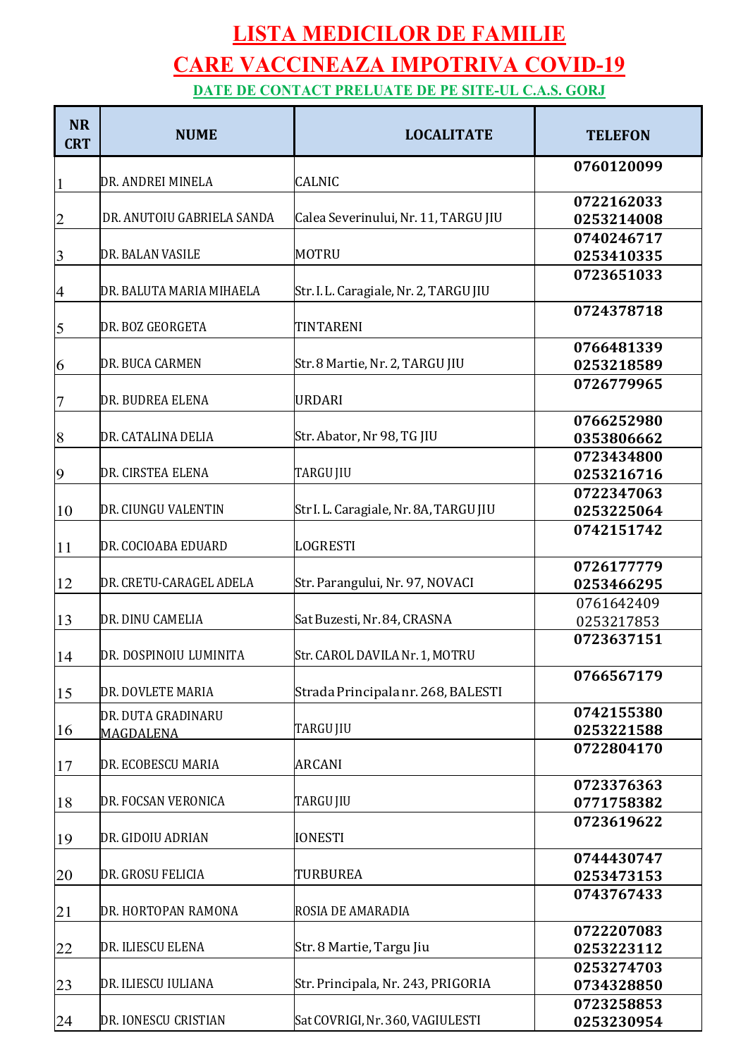# LISTA MEDICILOR DE FAMILIE

# CARE VACCINEAZA IMPOTRIVA COVID-19

## DATE DE CONTACT PRELUATE DE PE SITE-UL C.A.S. GORJ

| NR CRT | NUME | LOCALITATE | TELEFON |
|---|---|---|---|
| 1 | DR. ANDREI MINELA | CALNIC | 0760120099 |
| 2 | DR. ANUTOIU GABRIELA SANDA | Calea Severinului, Nr. 11, TARGU JIU | 0722162033<br>0253214008 |
| 3 | DR. BALAN VASILE | MOTRU | 0740246717<br>0253410335 |
| 4 | DR. BALUTA MARIA MIHAELA | Str. I. L. Caragiale, Nr. 2, TARGU JIU | 0723651033 |
| 5 | DR. BOZ GEORGETA | TINTARENI | 0724378718 |
| 6 | DR. BUCA CARMEN | Str. 8 Martie, Nr. 2, TARGU JIU | 0766481339<br>0253218589 |
| 7 | DR. BUDREA ELENA | URDARI | 0726779965 |
| 8 | DR. CATALINA DELIA | Str. Abator, Nr 98, TG JIU | 0766252980<br>0353806662 |
| 9 | DR. CIRSTEA ELENA | TARGU JIU | 0723434800<br>0253216716 |
| 10 | DR. CIUNGU VALENTIN | Str I. L. Caragiale, Nr. 8A, TARGU JIU | 0722347063<br>0253225064 |
| 11 | DR. COCIOABA EDUARD | LOGRESTI | 0742151742 |
| 12 | DR. CRETU-CARAGEL ADELA | Str. Parangului, Nr. 97, NOVACI | 0726177779<br>0253466295 |
| 13 | DR. DINU CAMELIA | Sat Buzesti, Nr. 84, CRASNA | 0761642409<br>0253217853 |
| 14 | DR. DOSPINOIU LUMINITA | Str. CAROL DAVILA Nr. 1, MOTRU | 0723637151 |
| 15 | DR. DOVLETE MARIA | Strada Principala nr. 268, BALESTI | 0766567179 |
| 16 | DR. DUTA GRADINARU MAGDALENA | TARGU JIU | 0742155380<br>0253221588 |
| 17 | DR. ECOBESCU MARIA | ARCANI | 0722804170 |
| 18 | DR. FOCSAN VERONICA | TARGU JIU | 0723376363<br>0771758382 |
| 19 | DR. GIDOIU ADRIAN | IONESTI | 0723619622 |
| 20 | DR. GROSU FELICIA | TURBUREA | 0744430747<br>0253473153 |
| 21 | DR. HORTOPAN RAMONA | ROSIA DE AMARADIA | 0743767433 |
| 22 | DR. ILIESCU ELENA | Str. 8 Martie, Targu Jiu | 0722207083<br>0253223112 |
| 23 | DR. ILIESCU IULIANA | Str. Principala, Nr. 243, PRIGORIA | 0253274703<br>0734328850 |
| 24 | DR. IONESCU CRISTIAN | Sat COVRIGI, Nr. 360, VAGIULESTI | 0723258853<br>0253230954 |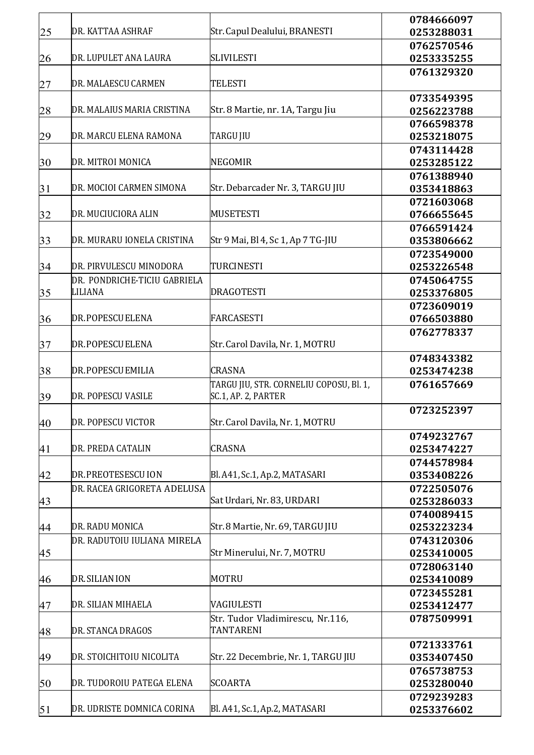| | | | |
|---|---|---|---|
| 25 | DR. KATTAA ASHRAF | Str. Capul Dealului, BRANESTI | 0784666097<br>0253288031 |
| 26 | DR. LUPULET ANA LAURA | SLIVILESTI | 0762570546<br>0253335255 |
| 27 | DR. MALAESCU CARMEN | TELESTI | 0761329320 |
| 28 | DR. MALAIUS MARIA CRISTINA | Str. 8 Martie, nr. 1A, Targu Jiu | 0733549395<br>0256223788 |
| 29 | DR. MARCU ELENA RAMONA | TARGU JIU | 0766598378<br>0253218075 |
| 30 | DR. MITROI MONICA | NEGOMIR | 0743114428<br>0253285122 |
| 31 | DR. MOCIOI CARMEN SIMONA | Str. Debarcader Nr. 3, TARGU JIU | 0761388940<br>0353418863 |
| 32 | DR. MUCIUCIORA ALIN | MUSETESTI | 0721603068<br>0766655645 |
| 33 | DR. MURARU IONELA CRISTINA | Str 9 Mai, Bl 4, Sc 1, Ap 7 TG-JIU | 0766591424<br>0353806662 |
| 34 | DR. PIRVULESCU MINODORA | TURCINESTI | 0723549000<br>0253226548 |
| 35 | DR. PONDRICHE-TICIU GABRIELA LILIANA | DRAGOTESTI | 0745064755<br>0253376805 |
| 36 | DR. POPESCU ELENA | FARCASESTI | 0723609019<br>0766503880 |
| 37 | DR. POPESCU ELENA | Str. Carol Davila, Nr. 1, MOTRU | 0762778337 |
| 38 | DR. POPESCU EMILIA | CRASNA | 0748343382<br>0253474238 |
| 39 | DR. POPESCU VASILE | TARGU JIU, STR. CORNELIU COPOSU, Bl. 1, SC.1, AP. 2, PARTER | 0761657669 |
| 40 | DR. POPESCU VICTOR | Str. Carol Davila, Nr. 1, MOTRU | 0723252397 |
| 41 | DR. PREDA CATALIN | CRASNA | 0749232767<br>0253474227 |
| 42 | DR. PREOTESESCU ION | Bl. A41, Sc.1, Ap.2, MATASARI | 0744578984<br>0353408226 |
| 43 | DR. RACEA GRIGORETA ADELUSA | Sat Urdari, Nr. 83, URDARI | 0722505076<br>0253286033 |
| 44 | DR. RADU MONICA | Str. 8 Martie, Nr. 69, TARGU JIU | 0740089415<br>0253223234 |
| 45 | DR. RADUTOIU IULIANA MIRELA | Str Minerului, Nr. 7, MOTRU | 0743120306<br>0253410005 |
| 46 | DR. SILIAN ION | MOTRU | 0728063140<br>0253410089 |
| 47 | DR. SILIAN MIHAELA | VAGIULESTI | 0723455281<br>0253412477 |
| 48 | DR. STANCA DRAGOS | Str. Tudor Vladimirescu, Nr.116, TANTARENI | 0787509991 |
| 49 | DR. STOICHITOIU NICOLITA | Str. 22 Decembrie, Nr. 1, TARGU JIU | 0721333761<br>0353407450 |
| 50 | DR. TUDOROIU PATEGA ELENA | SCOARTA | 0765738753<br>0253280040 |
| 51 | DR. UDRISTE DOMNICA CORINA | Bl. A41, Sc.1, Ap.2, MATASARI | 0729239283<br>0253376602 |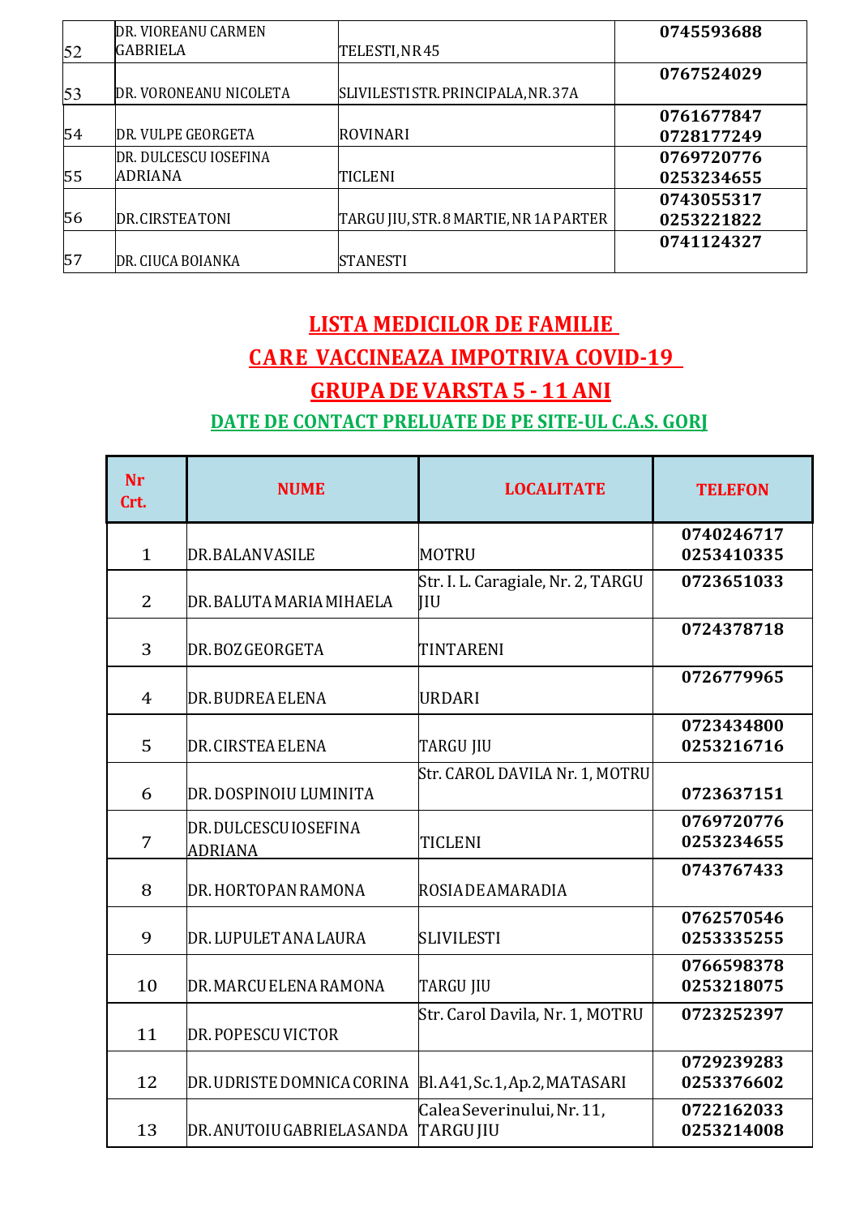| | | | |
|---|---|---|---|
| 52 | DR. VIOREANU CARMEN GABRIELA | TELESTI, NR 45 | 0745593688 |
| 53 | DR. VORONEANU NICOLETA | SLIVILESTI STR. PRINCIPALA, NR. 37A | 0767524029 |
| 54 | DR. VULPE GEORGETA | ROVINARI | 0761677847 0728177249 |
| 55 | DR. DULCESCU IOSEFINA ADRIANA | TICLENI | 0769720776 0253234655 |
| 56 | DR. CIRSTEA TONI | TARGU JIU, STR. 8 MARTIE, NR 1A PARTER | 0743055317 0253221822 |
| 57 | DR. CIUCA BOIANKA | STANESTI | 0741124327 |

# LISTA MEDICILOR DE FAMILIE CARE VACCINEAZA IMPOTRIVA COVID-19 GRUPA DE VARSTA 5 - 11 ANI

## DATE DE CONTACT PRELUATE DE PE SITE-UL C.A.S. GORJ

| Nr Crt. | NUME | LOCALITATE | TELEFON |
|---|---|---|---|
| 1 | DR. BALAN VASILE | MOTRU | 0740246717 0253410335 |
| 2 | DR. BALUTA MARIA MIHAELA | Str. I. L. Caragiale, Nr. 2, TARGU JIU | 0723651033 |
| 3 | DR. BOZ GEORGETA | TINTARENI | 0724378718 |
| 4 | DR. BUDREA ELENA | URDARI | 0726779965 |
| 5 | DR. CIRSTEA ELENA | TARGU JIU | 0723434800 0253216716 |
| 6 | DR. DOSPINOIU LUMINITA | Str. CAROL DAVILA Nr. 1, MOTRU | 0723637151 |
| 7 | DR. DULCESCU IOSEFINA ADRIANA | TICLENI | 0769720776 0253234655 |
| 8 | DR. HORTOPAN RAMONA | ROSIA DE AMARADIA | 0743767433 |
| 9 | DR. LUPULET ANA LAURA | SLIVILESTI | 0762570546 0253335255 |
| 10 | DR. MARCU ELENA RAMONA | TARGU JIU | 0766598378 0253218075 |
| 11 | DR. POPESCU VICTOR | Str. Carol Davila, Nr. 1, MOTRU | 0723252397 |
| 12 | DR. UDRISTE DOMNICA CORINA | Bl. A41, Sc. 1, Ap. 2, MATASARI | 0729239283 0253376602 |
| 13 | DR. ANUTOIU GABRIELA SANDA | Calea Severinului, Nr. 11, TARGU JIU | 0722162033 0253214008 |